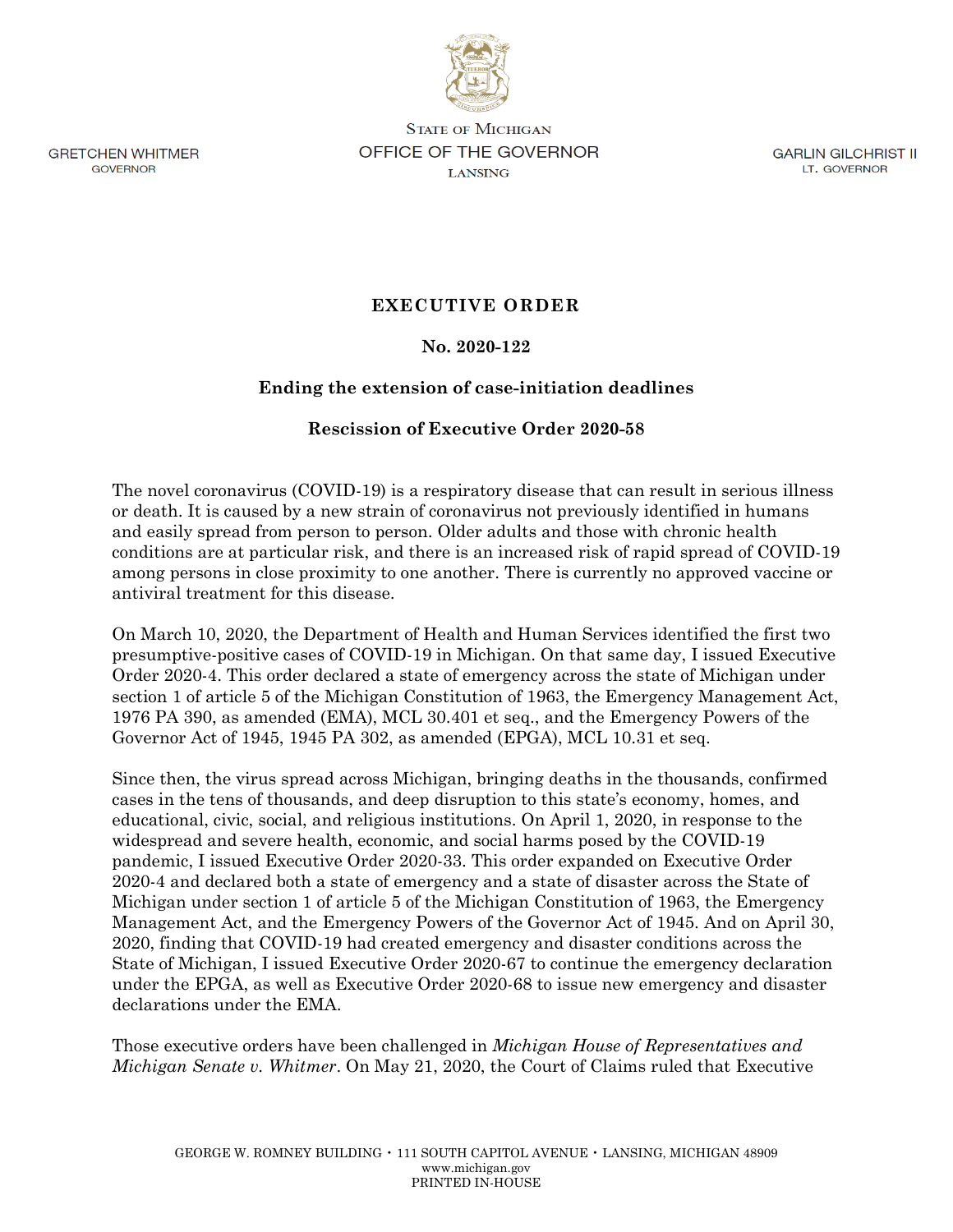GRETCHEN WHITMER
GOVERNOR

STATE OF MICHIGAN
OFFICE OF THE GOVERNOR
LANSING

GARLIN GILCHRIST II
LT. GOVERNOR

# EXECUTIVE ORDER

## No. 2020-122

## Ending the extension of case-initiation deadlines

## Rescission of Executive Order 2020-58

The novel coronavirus (COVID-19) is a respiratory disease that can result in serious illness or death. It is caused by a new strain of coronavirus not previously identified in humans and easily spread from person to person. Older adults and those with chronic health conditions are at particular risk, and there is an increased risk of rapid spread of COVID-19 among persons in close proximity to one another. There is currently no approved vaccine or antiviral treatment for this disease.

On March 10, 2020, the Department of Health and Human Services identified the first two presumptive-positive cases of COVID-19 in Michigan. On that same day, I issued Executive Order 2020-4. This order declared a state of emergency across the state of Michigan under section 1 of article 5 of the Michigan Constitution of 1963, the Emergency Management Act, 1976 PA 390, as amended (EMA), MCL 30.401 et seq., and the Emergency Powers of the Governor Act of 1945, 1945 PA 302, as amended (EPGA), MCL 10.31 et seq.

Since then, the virus spread across Michigan, bringing deaths in the thousands, confirmed cases in the tens of thousands, and deep disruption to this state's economy, homes, and educational, civic, social, and religious institutions. On April 1, 2020, in response to the widespread and severe health, economic, and social harms posed by the COVID-19 pandemic, I issued Executive Order 2020-33. This order expanded on Executive Order 2020-4 and declared both a state of emergency and a state of disaster across the State of Michigan under section 1 of article 5 of the Michigan Constitution of 1963, the Emergency Management Act, and the Emergency Powers of the Governor Act of 1945. And on April 30, 2020, finding that COVID-19 had created emergency and disaster conditions across the State of Michigan, I issued Executive Order 2020-67 to continue the emergency declaration under the EPGA, as well as Executive Order 2020-68 to issue new emergency and disaster declarations under the EMA.

Those executive orders have been challenged in *Michigan House of Representatives and Michigan Senate v. Whitmer*. On May 21, 2020, the Court of Claims ruled that Executive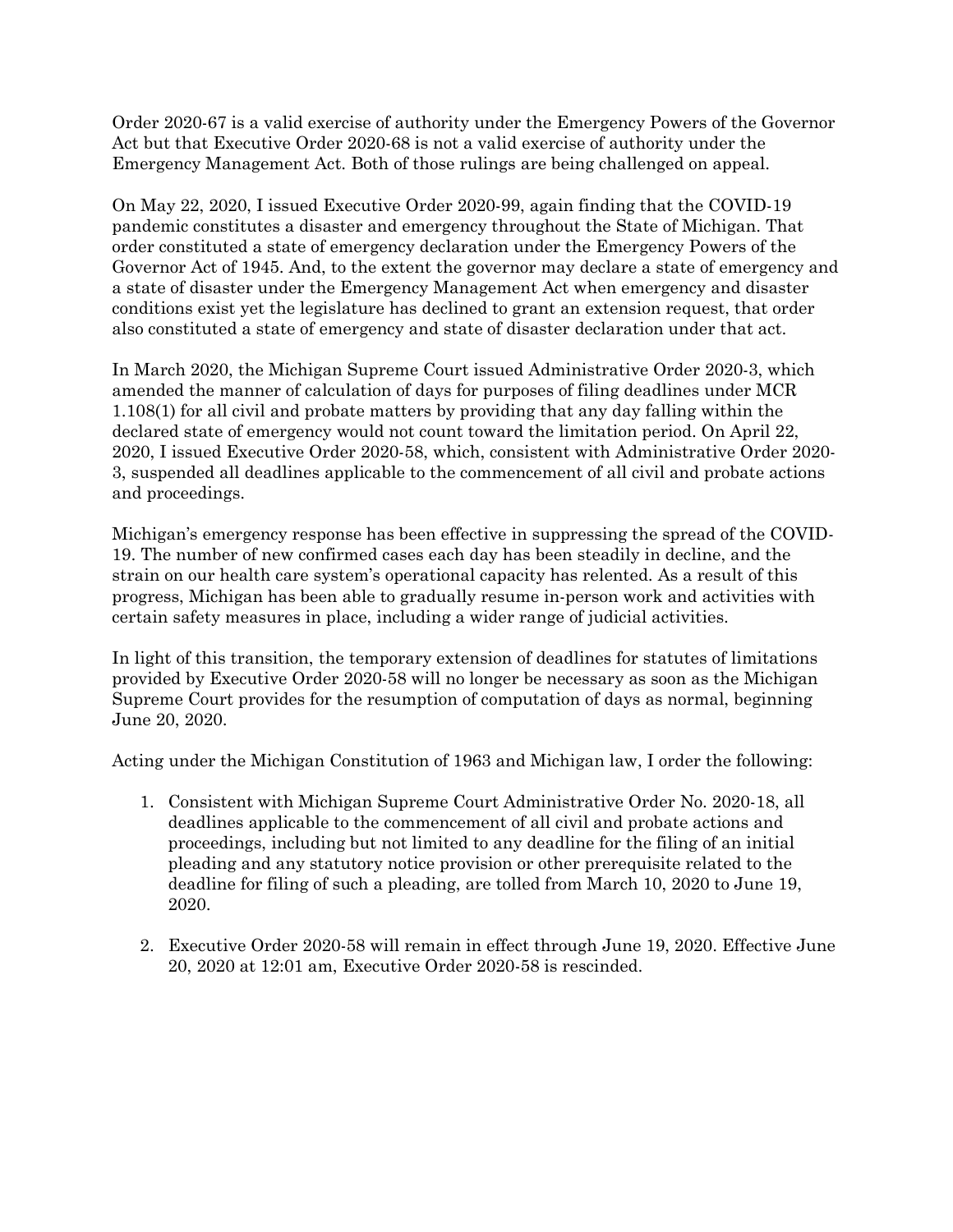Order 2020-67 is a valid exercise of authority under the Emergency Powers of the Governor Act but that Executive Order 2020-68 is not a valid exercise of authority under the Emergency Management Act. Both of those rulings are being challenged on appeal.

On May 22, 2020, I issued Executive Order 2020-99, again finding that the COVID-19 pandemic constitutes a disaster and emergency throughout the State of Michigan. That order constituted a state of emergency declaration under the Emergency Powers of the Governor Act of 1945. And, to the extent the governor may declare a state of emergency and a state of disaster under the Emergency Management Act when emergency and disaster conditions exist yet the legislature has declined to grant an extension request, that order also constituted a state of emergency and state of disaster declaration under that act.

In March 2020, the Michigan Supreme Court issued Administrative Order 2020-3, which amended the manner of calculation of days for purposes of filing deadlines under MCR 1.108(1) for all civil and probate matters by providing that any day falling within the declared state of emergency would not count toward the limitation period. On April 22, 2020, I issued Executive Order 2020-58, which, consistent with Administrative Order 2020-3, suspended all deadlines applicable to the commencement of all civil and probate actions and proceedings.

Michigan's emergency response has been effective in suppressing the spread of the COVID-19. The number of new confirmed cases each day has been steadily in decline, and the strain on our health care system's operational capacity has relented. As a result of this progress, Michigan has been able to gradually resume in-person work and activities with certain safety measures in place, including a wider range of judicial activities.

In light of this transition, the temporary extension of deadlines for statutes of limitations provided by Executive Order 2020-58 will no longer be necessary as soon as the Michigan Supreme Court provides for the resumption of computation of days as normal, beginning June 20, 2020.

Acting under the Michigan Constitution of 1963 and Michigan law, I order the following:

1. Consistent with Michigan Supreme Court Administrative Order No. 2020-18, all deadlines applicable to the commencement of all civil and probate actions and proceedings, including but not limited to any deadline for the filing of an initial pleading and any statutory notice provision or other prerequisite related to the deadline for filing of such a pleading, are tolled from March 10, 2020 to June 19, 2020.

2. Executive Order 2020-58 will remain in effect through June 19, 2020. Effective June 20, 2020 at 12:01 am, Executive Order 2020-58 is rescinded.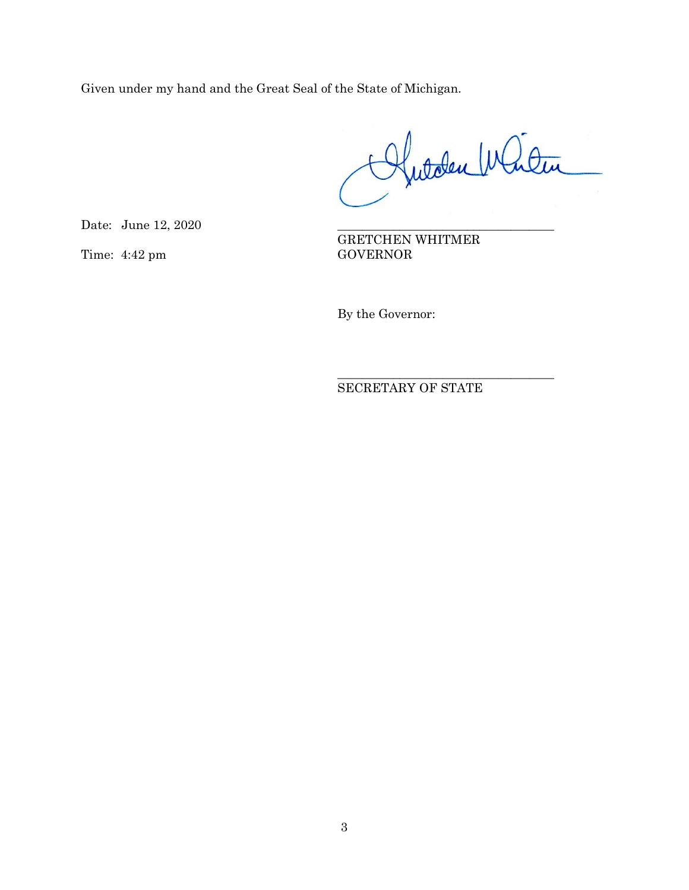Given under my hand and the Great Seal of the State of Michigan.

Date: June 12, 2020

Time: 4:42 pm

\_\_\_\_\_\_\_\_\_\_\_\_\_\_\_\_\_\_\_\_\_\_\_\_\_\_\_\_\_\_\_\_\_\_\_

GRETCHEN WHITMER
GOVERNOR

By the Governor:

\_\_\_\_\_\_\_\_\_\_\_\_\_\_\_\_\_\_\_\_\_\_\_\_\_\_\_\_\_\_\_\_\_\_\_

SECRETARY OF STATE